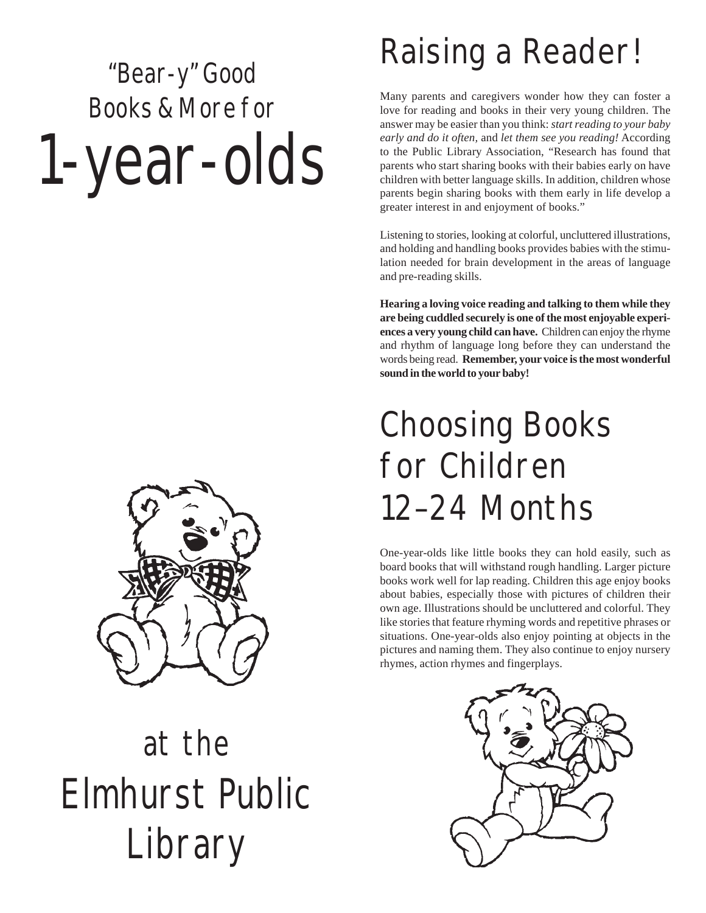# "Bear-y" Good Books & More for 1-year-olds

# at the Elmhurst Public Library

## Raising a Reader!

Many parents and caregivers wonder how they can foster a love for reading and books in their very young children. The answer may be easier than you think: *start reading to your baby early and do it often,* and *let them see you reading!* According to the Public Library Association, "Research has found that parents who start sharing books with their babies early on have children with better language skills. In addition, children whose parents begin sharing books with them early in life develop a greater interest in and enjoyment of books."

Listening to stories, looking at colorful, uncluttered illustrations, and holding and handling books provides babies with the stimulation needed for brain development in the areas of language and pre-reading skills.

**Hearing a loving voice reading and talking to them while they are being cuddled securely is one of the most enjoyable experiences a very young child can have.** Children can enjoy the rhyme and rhythm of language long before they can understand the words being read. **Remember, your voice is the most wonderful sound in the world to your baby!**

## Choosing Books for Children 12–24 Months

One-year-olds like little books they can hold easily, such as board books that will withstand rough handling. Larger picture books work well for lap reading. Children this age enjoy books about babies, especially those with pictures of children their own age. Illustrations should be uncluttered and colorful. They like stories that feature rhyming words and repetitive phrases or situations. One-year-olds also enjoy pointing at objects in the pictures and naming them. They also continue to enjoy nursery rhymes, action rhymes and fingerplays.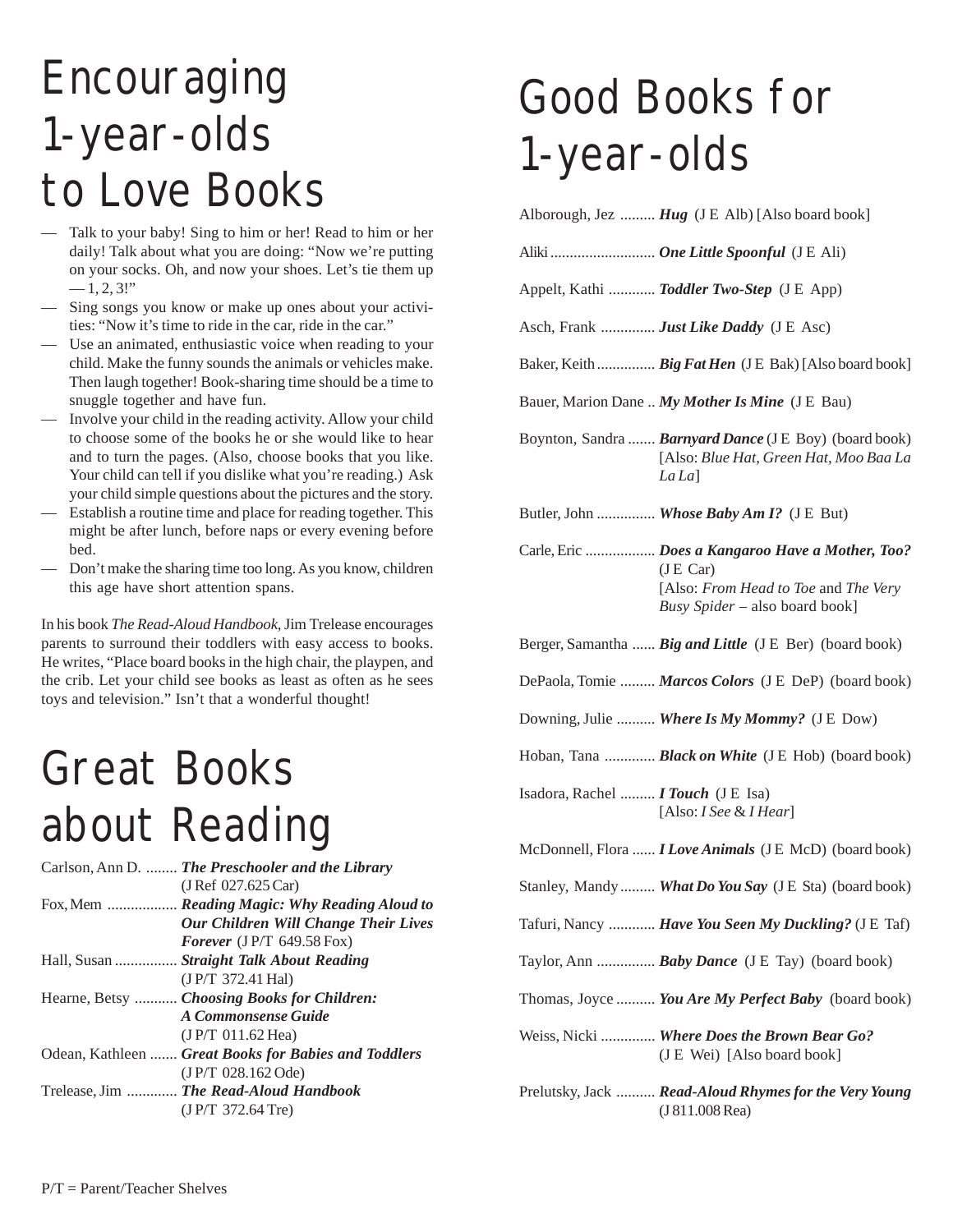# Encouraging 1-year-olds to Love Books

- Talk to your baby! Sing to him or her! Read to him or her daily! Talk about what you are doing: "Now we're putting on your socks. Oh, and now your shoes. Let's tie them up — 1, 2, 3!"
- Sing songs you know or make up ones about your activities: "Now it's time to ride in the car, ride in the car."
- Use an animated, enthusiastic voice when reading to your child. Make the funny sounds the animals or vehicles make. Then laugh together! Book-sharing time should be a time to snuggle together and have fun.
- Involve your child in the reading activity. Allow your child to choose some of the books he or she would like to hear and to turn the pages. (Also, choose books that you like. Your child can tell if you dislike what you're reading.) Ask your child simple questions about the pictures and the story.
- Establish a routine time and place for reading together. This might be after lunch, before naps or every evening before bed.
- Don't make the sharing time too long. As you know, children this age have short attention spans.

In his book *The Read-Aloud Handbook*, Jim Trelease encourages parents to surround their toddlers with easy access to books. He writes, "Place board books in the high chair, the playpen, and the crib. Let your child see books as least as often as he sees toys and television." Isn't that a wonderful thought!

# Great Books about Reading

Carlson, Ann D. ........ ***The Preschooler and the Library*** (J Ref 027.625 Car)

Fox, Mem .................. ***Reading Magic: Why Reading Aloud to Our Children Will Change Their Lives Forever*** (J P/T 649.58 Fox)

Hall, Susan ................ ***Straight Talk About Reading*** (J P/T 372.41 Hal)

Hearne, Betsy ........... ***Choosing Books for Children: A Commonsense Guide*** (J P/T 011.62 Hea)

Odean, Kathleen ....... ***Great Books for Babies and Toddlers*** (J P/T 028.162 Ode)

Trelease, Jim ............. ***The Read-Aloud Handbook*** (J P/T 372.64 Tre)

# Good Books for 1-year-olds

Alborough, Jez ......... ***Hug*** (J E Alb) [Also board book]

Aliki ........................... ***One Little Spoonful*** (J E Ali)

Appelt, Kathi ............ ***Toddler Two-Step*** (J E App)

Asch, Frank .............. ***Just Like Daddy*** (J E Asc)

Baker, Keith ............... ***Big Fat Hen*** (J E Bak) [Also board book]

Bauer, Marion Dane .. ***My Mother Is Mine*** (J E Bau)

Boynton, Sandra ....... ***Barnyard Dance*** (J E Boy) (board book) [Also: *Blue Hat, Green Hat, Moo Baa La La La*]

Butler, John ............... ***Whose Baby Am I?*** (J E But)

Carle, Eric .................. ***Does a Kangaroo Have a Mother, Too?*** (J E Car) [Also: *From Head to Toe* and *The Very Busy Spider* – also board book]

Berger, Samantha ...... ***Big and Little*** (J E Ber) (board book)

DePaola, Tomie ......... ***Marcos Colors*** (J E DeP) (board book)

Downing, Julie .......... ***Where Is My Mommy?*** (J E Dow)

Hoban, Tana ............. ***Black on White*** (J E Hob) (board book)

Isadora, Rachel ......... ***I Touch*** (J E Isa) [Also: *I See* & *I Hear*]

McDonnell, Flora ...... ***I Love Animals*** (J E McD) (board book)

Stanley, Mandy ......... ***What Do You Say*** (J E Sta) (board book)

Tafuri, Nancy ............ ***Have You Seen My Duckling?*** (J E Taf)

Taylor, Ann ............... ***Baby Dance*** (J E Tay) (board book)

Thomas, Joyce .......... ***You Are My Perfect Baby*** (board book)

Weiss, Nicki .............. ***Where Does the Brown Bear Go?*** (J E Wei) [Also board book]

Prelutsky, Jack .......... ***Read-Aloud Rhymes for the Very Young*** (J 811.008 Rea)

P/T = Parent/Teacher Shelves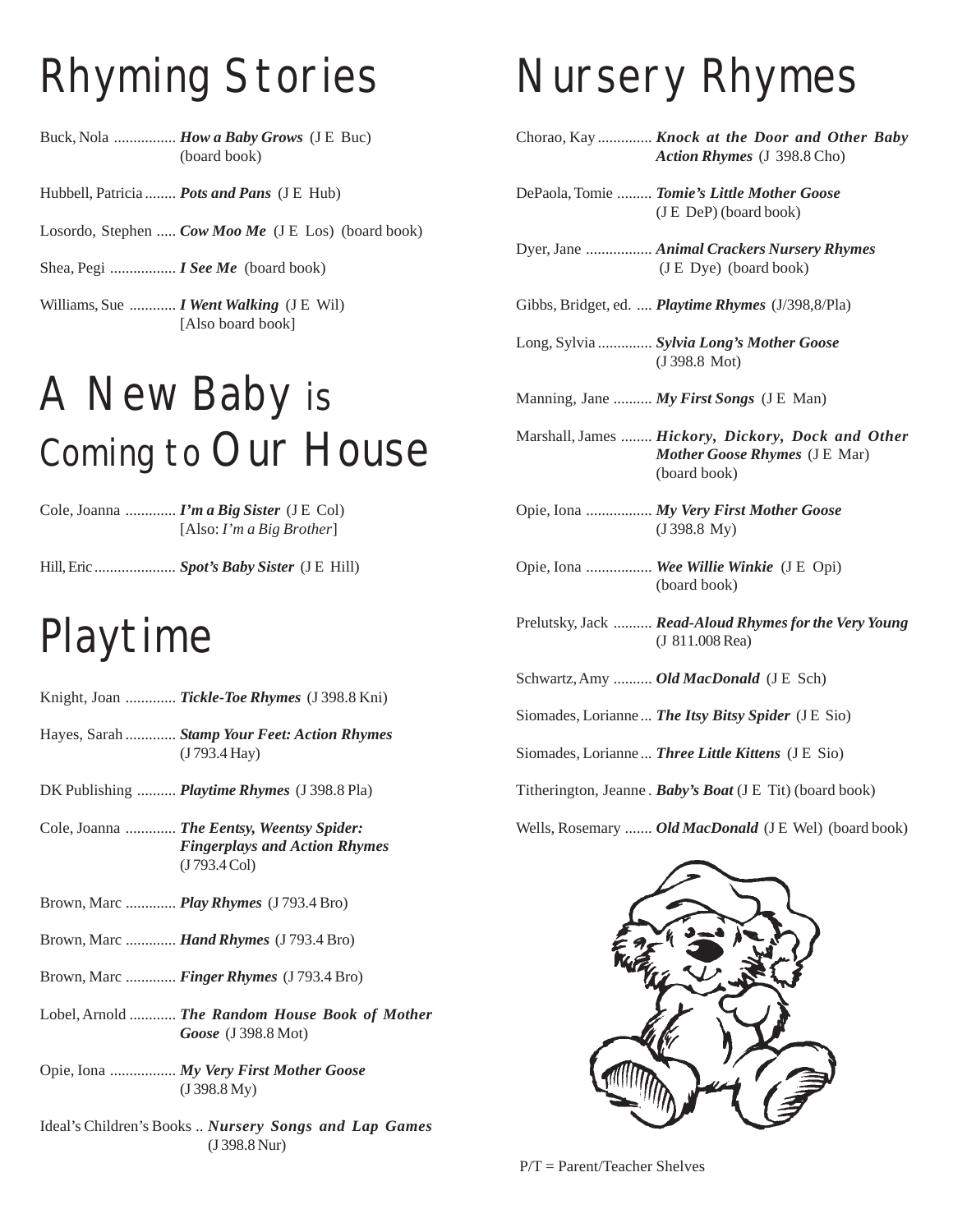# Rhyming Stories

Buck, Nola ................ ***How a Baby Grows*** (J E Buc) (board book)

Hubbell, Patricia ........ ***Pots and Pans*** (J E Hub)

Losordo, Stephen ..... ***Cow Moo Me*** (J E Los) (board book)

Shea, Pegi ................. ***I See Me*** (board book)

Williams, Sue ............ ***I Went Walking*** (J E Wil) [Also board book]

# A New Baby is Coming to Our House

Cole, Joanna ............. ***I'm a Big Sister*** (J E Col) [Also: *I'm a Big Brother*]

Hill, Eric ..................... ***Spot's Baby Sister*** (J E Hill)

# Playtime

Knight, Joan ............. ***Tickle-Toe Rhymes*** (J 398.8 Kni)

Hayes, Sarah ............. ***Stamp Your Feet: Action Rhymes*** (J 793.4 Hay)

DK Publishing .......... ***Playtime Rhymes*** (J 398.8 Pla)

Cole, Joanna ............. ***The Eentsy, Weentsy Spider: Fingerplays and Action Rhymes*** (J 793.4 Col)

Brown, Marc ............. ***Play Rhymes*** (J 793.4 Bro)

Brown, Marc ............. ***Hand Rhymes*** (J 793.4 Bro)

Brown, Marc ............. ***Finger Rhymes*** (J 793.4 Bro)

Lobel, Arnold ............ ***The Random House Book of Mother Goose*** (J 398.8 Mot)

Opie, Iona ................. ***My Very First Mother Goose*** (J 398.8 My)

Ideal's Children's Books .. ***Nursery Songs and Lap Games*** (J 398.8 Nur)

# Nursery Rhymes

Chorao, Kay .............. ***Knock at the Door and Other Baby Action Rhymes*** (J 398.8 Cho)

DePaola, Tomie ......... ***Tomie's Little Mother Goose*** (J E DeP) (board book)

Dyer, Jane ................. ***Animal Crackers Nursery Rhymes*** (J E Dye) (board book)

Gibbs, Bridget, ed. .... ***Playtime Rhymes*** (J/398,8/Pla)

Long, Sylvia .............. ***Sylvia Long's Mother Goose*** (J 398.8 Mot)

Manning, Jane .......... ***My First Songs*** (J E Man)

Marshall, James ........ ***Hickory, Dickory, Dock and Other Mother Goose Rhymes*** (J E Mar) (board book)

Opie, Iona ................. ***My Very First Mother Goose*** (J 398.8 My)

Opie, Iona ................. ***Wee Willie Winkie*** (J E Opi) (board book)

Prelutsky, Jack .......... ***Read-Aloud Rhymes for the Very Young*** (J 811.008 Rea)

Schwartz, Amy .......... ***Old MacDonald*** (J E Sch)

Siomades, Lorianne ... ***The Itsy Bitsy Spider*** (J E Sio)

Siomades, Lorianne ... ***Three Little Kittens*** (J E Sio)

Titherington, Jeanne . ***Baby's Boat*** (J E Tit) (board book)

Wells, Rosemary ....... ***Old MacDonald*** (J E Wel) (board book)

P/T = Parent/Teacher Shelves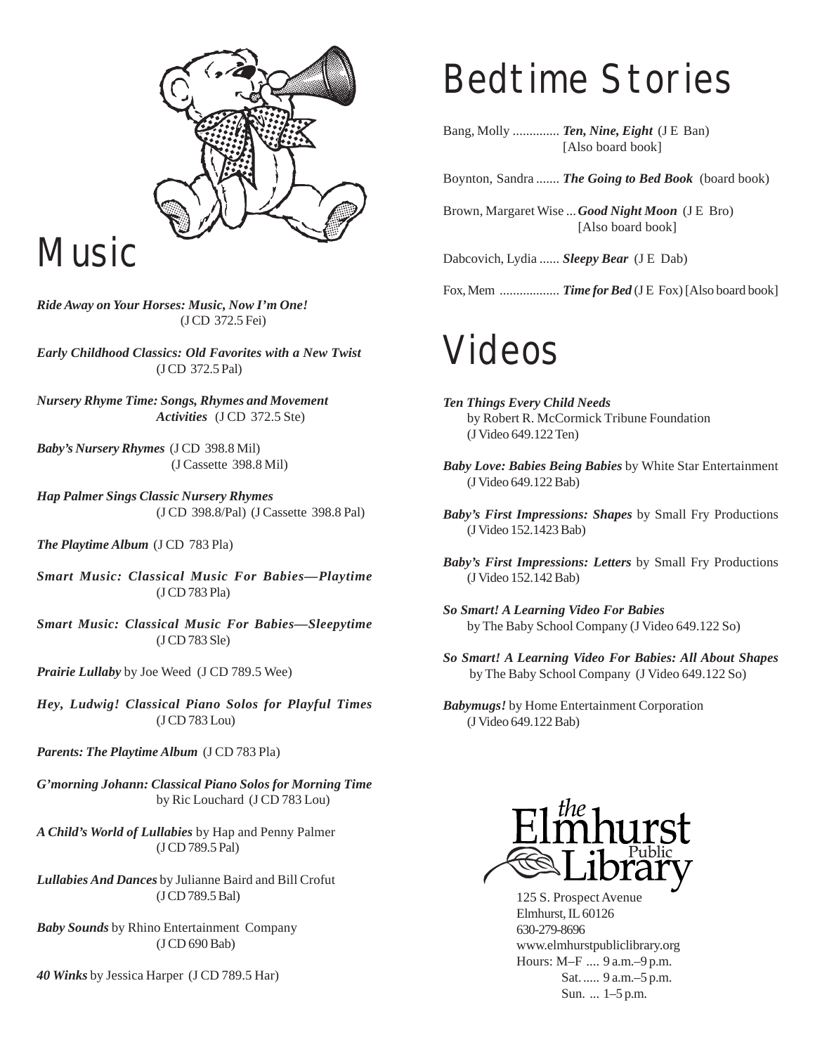# Music

***Ride Away on Your Horses: Music, Now I'm One!*** (J CD 372.5 Fei)

***Early Childhood Classics: Old Favorites with a New Twist*** (J CD 372.5 Pal)

***Nursery Rhyme Time: Songs, Rhymes and Movement Activities*** (J CD 372.5 Ste)

***Baby's Nursery Rhymes*** (J CD 398.8 Mil) (J Cassette 398.8 Mil)

***Hap Palmer Sings Classic Nursery Rhymes*** (J CD 398.8/Pal) (J Cassette 398.8 Pal)

***The Playtime Album*** (J CD 783 Pla)

***Smart Music: Classical Music For Babies—Playtime*** (J CD 783 Pla)

***Smart Music: Classical Music For Babies—Sleepytime*** (J CD 783 Sle)

***Prairie Lullaby*** by Joe Weed (J CD 789.5 Wee)

***Hey, Ludwig! Classical Piano Solos for Playful Times*** (J CD 783 Lou)

***Parents: The Playtime Album*** (J CD 783 Pla)

***G'morning Johann: Classical Piano Solos for Morning Time*** by Ric Louchard (J CD 783 Lou)

***A Child's World of Lullabies*** by Hap and Penny Palmer (J CD 789.5 Pal)

***Lullabies And Dances*** by Julianne Baird and Bill Crofut (J CD 789.5 Bal)

***Baby Sounds*** by Rhino Entertainment Company (J CD 690 Bab)

***40 Winks*** by Jessica Harper (J CD 789.5 Har)

# Bedtime Stories

Bang, Molly .............. ***Ten, Nine, Eight*** (J E Ban) [Also board book]

Boynton, Sandra ....... ***The Going to Bed Book*** (board book)

Brown, Margaret Wise ... ***Good Night Moon*** (J E Bro) [Also board book]

Dabcovich, Lydia ...... ***Sleepy Bear*** (J E Dab)

Fox, Mem .................. ***Time for Bed*** (J E Fox) [Also board book]

# Videos

***Ten Things Every Child Needs*** by Robert R. McCormick Tribune Foundation (J Video 649.122 Ten)

***Baby Love: Babies Being Babies*** by White Star Entertainment (J Video 649.122 Bab)

***Baby's First Impressions: Shapes*** by Small Fry Productions (J Video 152.1423 Bab)

***Baby's First Impressions: Letters*** by Small Fry Productions (J Video 152.142 Bab)

***So Smart! A Learning Video For Babies*** by The Baby School Company (J Video 649.122 So)

***So Smart! A Learning Video For Babies: All About Shapes*** by The Baby School Company (J Video 649.122 So)

***Babymugs!*** by Home Entertainment Corporation (J Video 649.122 Bab)

the Elmhurst Public Library
125 S. Prospect Avenue
Elmhurst, IL 60126
630-279-8696
www.elmhurstpubliclibrary.org
Hours: M–F .... 9 a.m.–9 p.m.
Sat. ..... 9 a.m.–5 p.m.
Sun. ... 1–5 p.m.